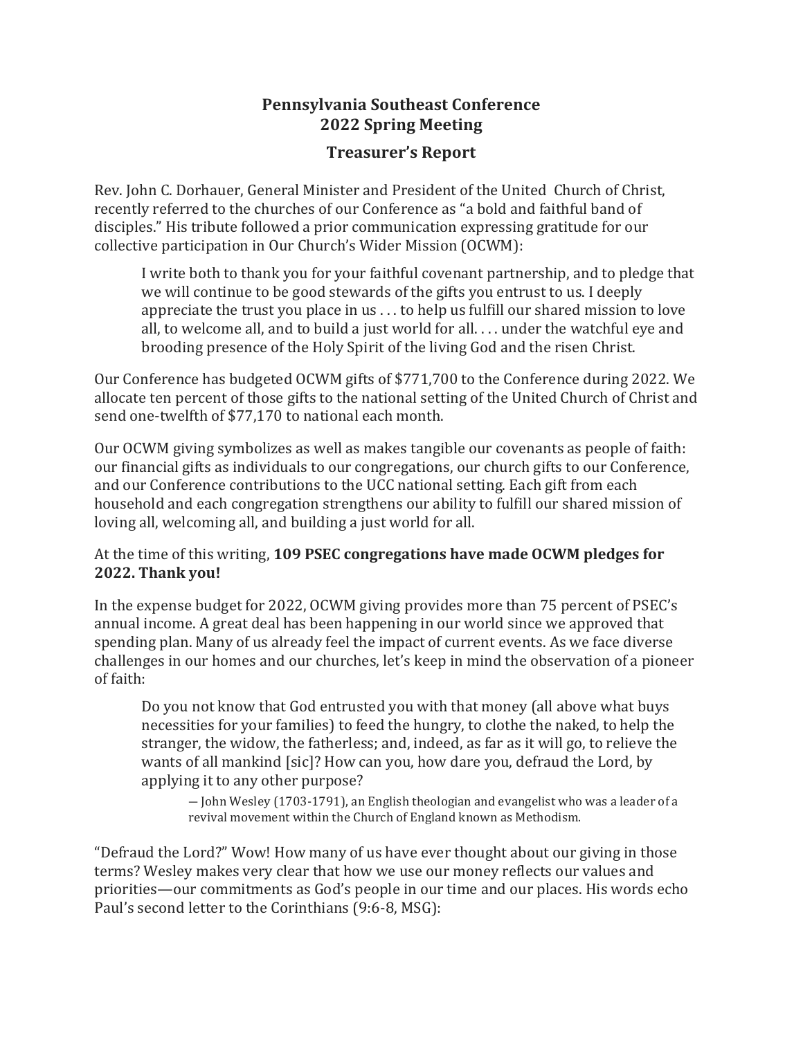# Pennsylvania Southeast Conference
# 2022 Spring Meeting

## Treasurer's Report

Rev. John C. Dorhauer, General Minister and President of the United Church of Christ, recently referred to the churches of our Conference as "a bold and faithful band of disciples." His tribute followed a prior communication expressing gratitude for our collective participation in Our Church's Wider Mission (OCWM):

> I write both to thank you for your faithful covenant partnership, and to pledge that we will continue to be good stewards of the gifts you entrust to us. I deeply appreciate the trust you place in us . . . to help us fulfill our shared mission to love all, to welcome all, and to build a just world for all. . . . under the watchful eye and brooding presence of the Holy Spirit of the living God and the risen Christ.

Our Conference has budgeted OCWM gifts of $771,700 to the Conference during 2022. We allocate ten percent of those gifts to the national setting of the United Church of Christ and send one-twelfth of $77,170 to national each month.

Our OCWM giving symbolizes as well as makes tangible our covenants as people of faith: our financial gifts as individuals to our congregations, our church gifts to our Conference, and our Conference contributions to the UCC national setting. Each gift from each household and each congregation strengthens our ability to fulfill our shared mission of loving all, welcoming all, and building a just world for all.

At the time of this writing, **109 PSEC congregations have made OCWM pledges for 2022. Thank you!**

In the expense budget for 2022, OCWM giving provides more than 75 percent of PSEC's annual income. A great deal has been happening in our world since we approved that spending plan. Many of us already feel the impact of current events. As we face diverse challenges in our homes and our churches, let's keep in mind the observation of a pioneer of faith:

> Do you not know that God entrusted you with that money (all above what buys necessities for your families) to feed the hungry, to clothe the naked, to help the stranger, the widow, the fatherless; and, indeed, as far as it will go, to relieve the wants of all mankind [sic]? How can you, how dare you, defraud the Lord, by applying it to any other purpose?
>
> — John Wesley (1703-1791), an English theologian and evangelist who was a leader of a revival movement within the Church of England known as Methodism.

"Defraud the Lord?" Wow! How many of us have ever thought about our giving in those terms? Wesley makes very clear that how we use our money reflects our values and priorities—our commitments as God's people in our time and our places. His words echo Paul's second letter to the Corinthians (9:6-8, MSG):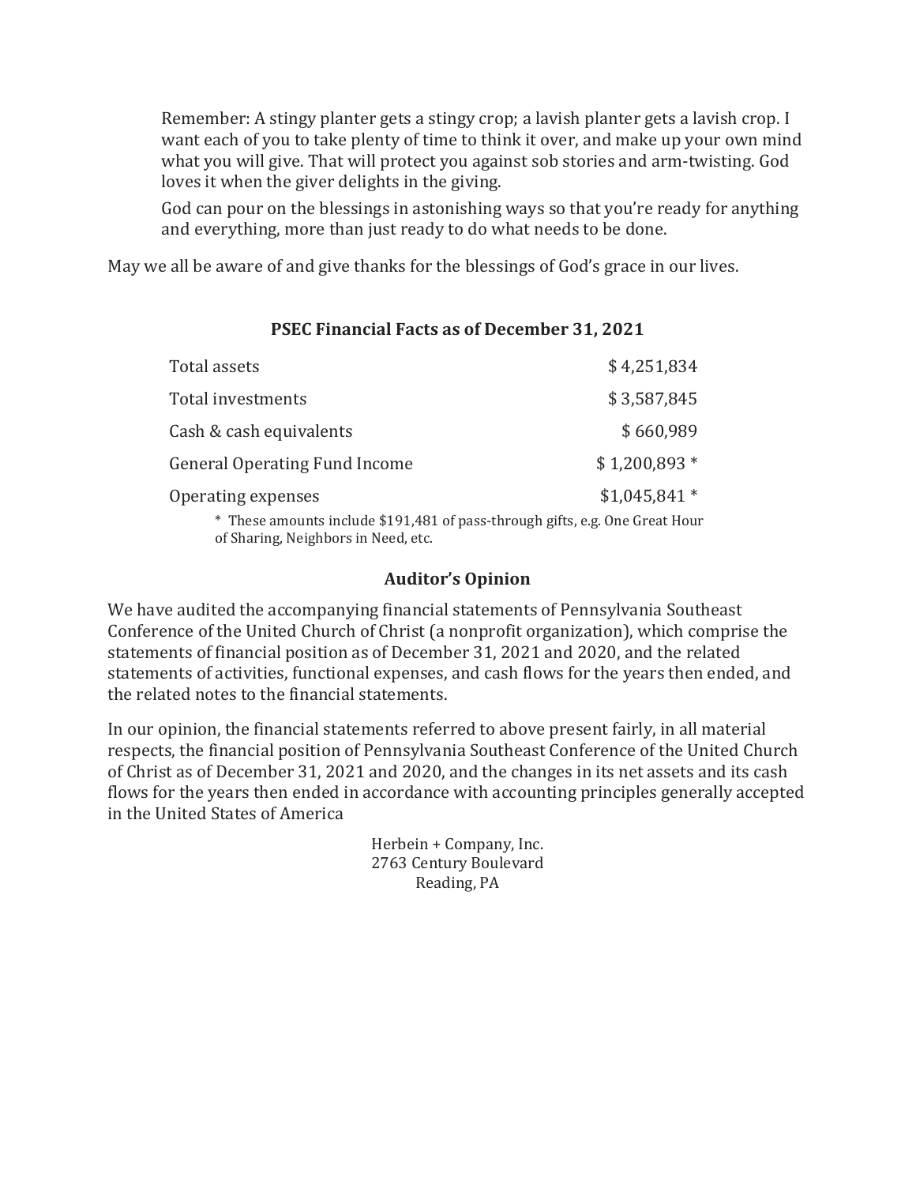> Remember: A stingy planter gets a stingy crop; a lavish planter gets a lavish crop. I want each of you to take plenty of time to think it over, and make up your own mind what you will give. That will protect you against sob stories and arm-twisting. God loves it when the giver delights in the giving.
>
> God can pour on the blessings in astonishing ways so that you're ready for anything and everything, more than just ready to do what needs to be done.

May we all be aware of and give thanks for the blessings of God's grace in our lives.

### PSEC Financial Facts as of December 31, 2021

| | |
|---|---|
| Total assets | $ 4,251,834 |
| Total investments | $ 3,587,845 |
| Cash & cash equivalents | $ 660,989 |
| General Operating Fund Income | $ 1,200,893 * |
| Operating expenses | $1,045,841 * |

* These amounts include $191,481 of pass-through gifts, e.g. One Great Hour of Sharing, Neighbors in Need, etc.

### Auditor's Opinion

We have audited the accompanying financial statements of Pennsylvania Southeast Conference of the United Church of Christ (a nonprofit organization), which comprise the statements of financial position as of December 31, 2021 and 2020, and the related statements of activities, functional expenses, and cash flows for the years then ended, and the related notes to the financial statements.

In our opinion, the financial statements referred to above present fairly, in all material respects, the financial position of Pennsylvania Southeast Conference of the United Church of Christ as of December 31, 2021 and 2020, and the changes in its net assets and its cash flows for the years then ended in accordance with accounting principles generally accepted in the United States of America

Herbein + Company, Inc.
2763 Century Boulevard
Reading, PA